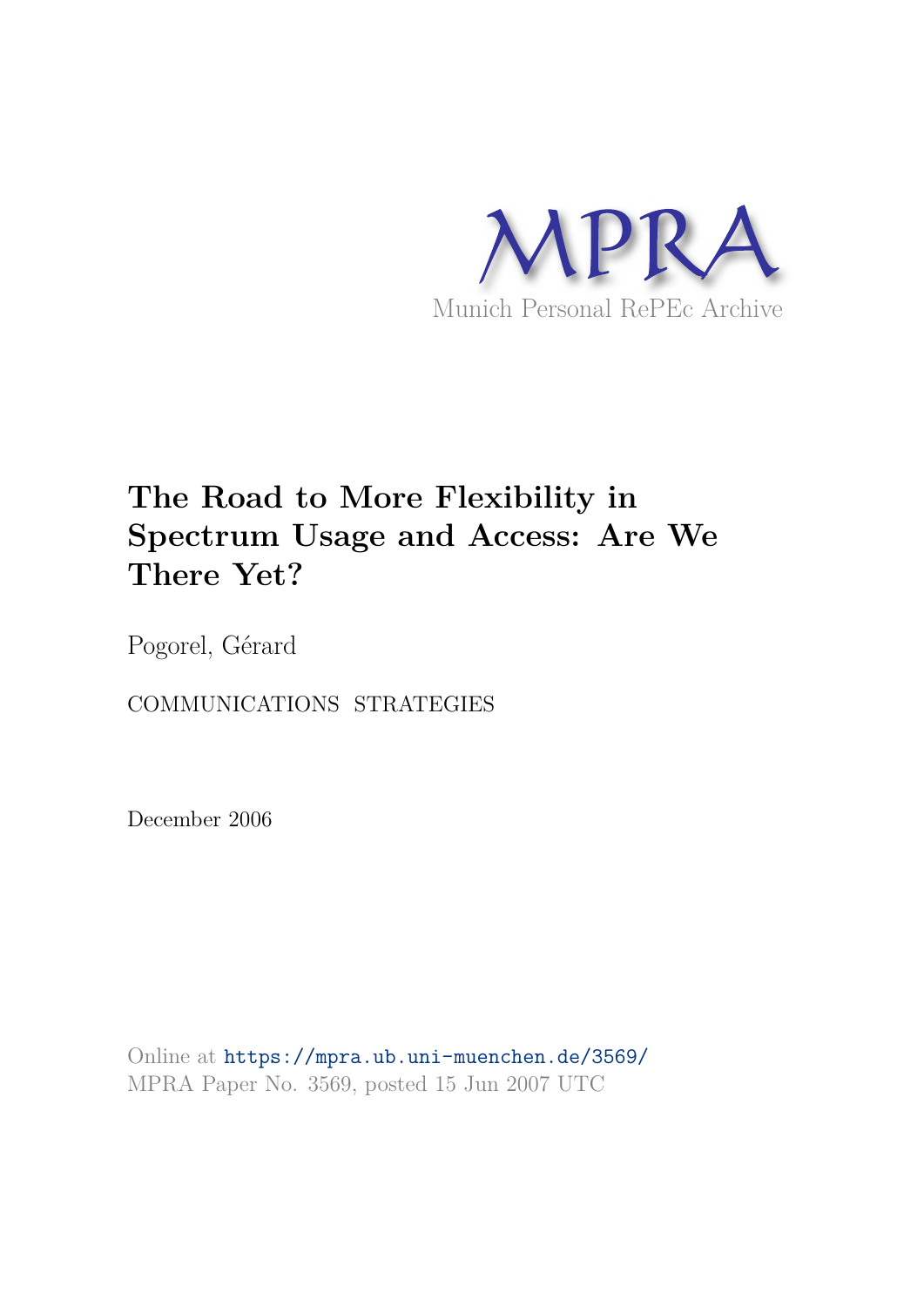MPRA

Munich Personal RePEc Archive

# The Road to More Flexibility in Spectrum Usage and Access: Are We There Yet?

Pogorel, Gérard

COMMUNICATIONS STRATEGIES

December 2006

Online at https://mpra.ub.uni-muenchen.de/3569/
MPRA Paper No. 3569, posted 15 Jun 2007 UTC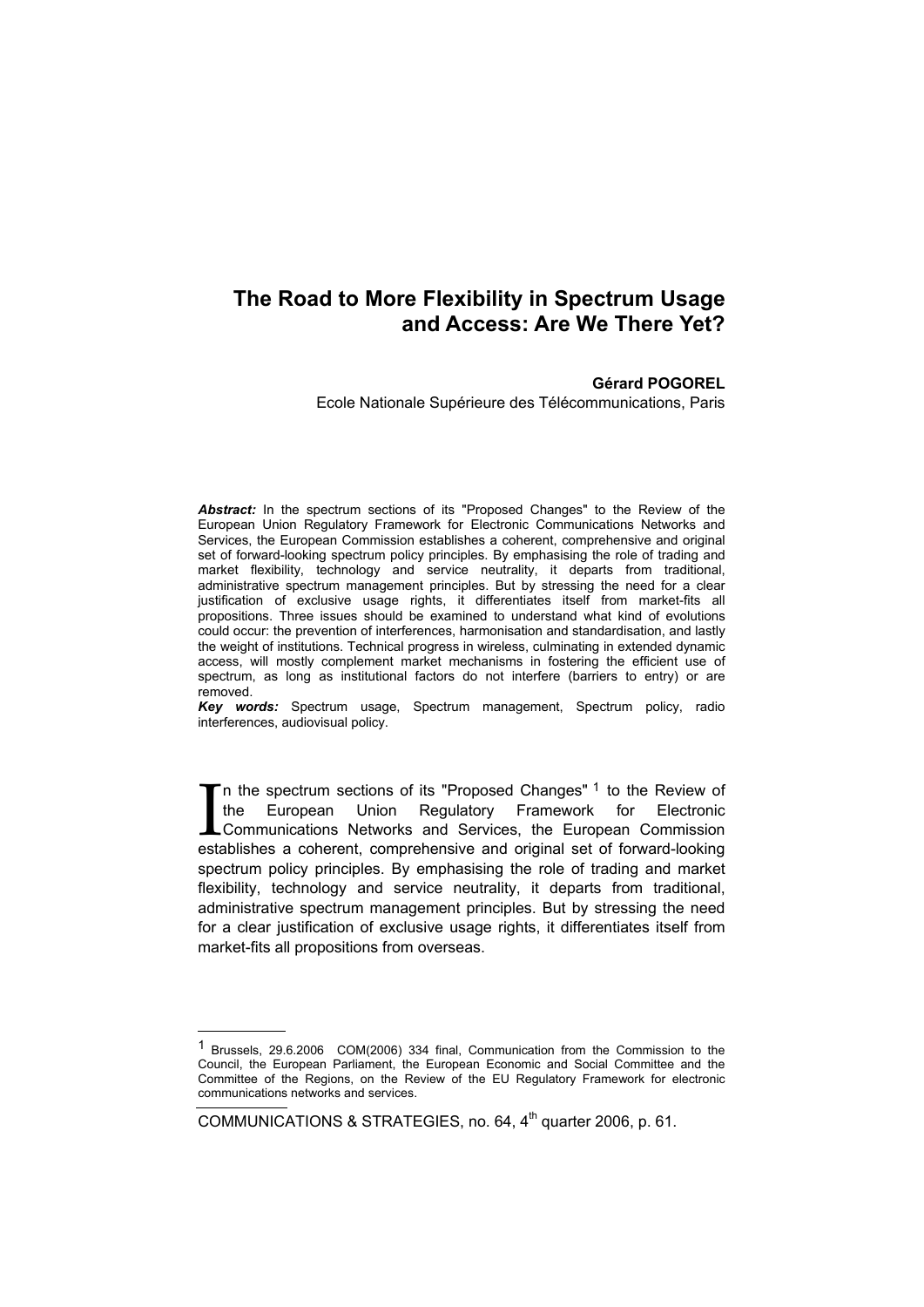# The Road to More Flexibility in Spectrum Usage and Access: Are We There Yet?

**Gérard POGOREL**

Ecole Nationale Supérieure des Télécommunications, Paris

***Abstract:*** In the spectrum sections of its "Proposed Changes" to the Review of the European Union Regulatory Framework for Electronic Communications Networks and Services, the European Commission establishes a coherent, comprehensive and original set of forward-looking spectrum policy principles. By emphasising the role of trading and market flexibility, technology and service neutrality, it departs from traditional, administrative spectrum management principles. But by stressing the need for a clear justification of exclusive usage rights, it differentiates itself from market-fits all propositions. Three issues should be examined to understand what kind of evolutions could occur: the prevention of interferences, harmonisation and standardisation, and lastly the weight of institutions. Technical progress in wireless, culminating in extended dynamic access, will mostly complement market mechanisms in fostering the efficient use of spectrum, as long as institutional factors do not interfere (barriers to entry) or are removed.

***Key words:*** Spectrum usage, Spectrum management, Spectrum policy, radio interferences, audiovisual policy.

In the spectrum sections of its "Proposed Changes" [1] to the Review of the European Union Regulatory Framework for Electronic Communications Networks and Services, the European Commission establishes a coherent, comprehensive and original set of forward-looking spectrum policy principles. By emphasising the role of trading and market flexibility, technology and service neutrality, it departs from traditional, administrative spectrum management principles. But by stressing the need for a clear justification of exclusive usage rights, it differentiates itself from market-fits all propositions from overseas.

---

[1] Brussels, 29.6.2006 COM(2006) 334 final, Communication from the Commission to the Council, the European Parliament, the European Economic and Social Committee and the Committee of the Regions, on the Review of the EU Regulatory Framework for electronic communications networks and services.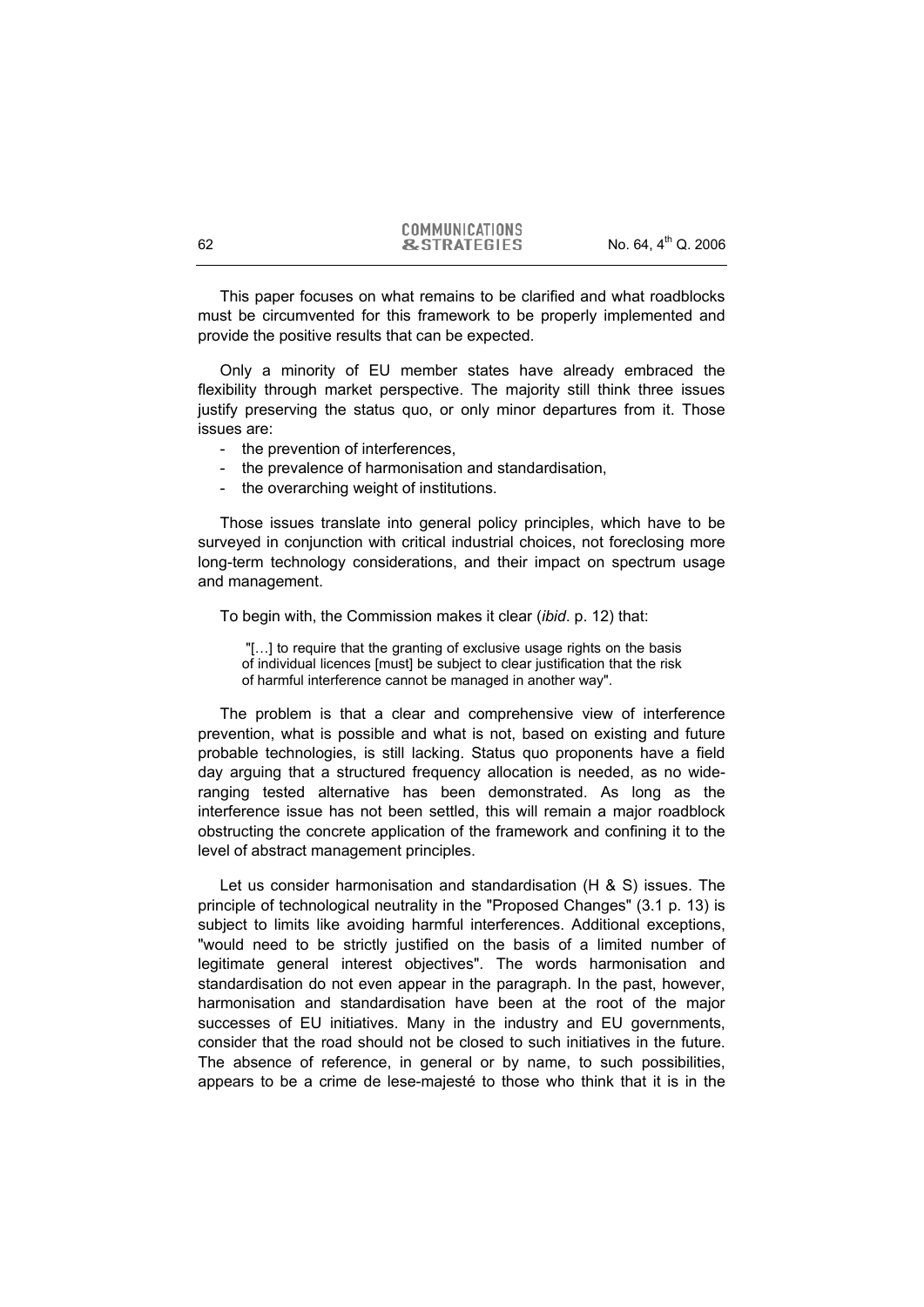This paper focuses on what remains to be clarified and what roadblocks must be circumvented for this framework to be properly implemented and provide the positive results that can be expected.

Only a minority of EU member states have already embraced the flexibility through market perspective. The majority still think three issues justify preserving the status quo, or only minor departures from it. Those issues are:

- the prevention of interferences,
- the prevalence of harmonisation and standardisation,
- the overarching weight of institutions.

Those issues translate into general policy principles, which have to be surveyed in conjunction with critical industrial choices, not foreclosing more long-term technology considerations, and their impact on spectrum usage and management.

To begin with, the Commission makes it clear (*ibid*. p. 12) that:

> "[…] to require that the granting of exclusive usage rights on the basis of individual licences [must] be subject to clear justification that the risk of harmful interference cannot be managed in another way".

The problem is that a clear and comprehensive view of interference prevention, what is possible and what is not, based on existing and future probable technologies, is still lacking. Status quo proponents have a field day arguing that a structured frequency allocation is needed, as no wide-ranging tested alternative has been demonstrated. As long as the interference issue has not been settled, this will remain a major roadblock obstructing the concrete application of the framework and confining it to the level of abstract management principles.

Let us consider harmonisation and standardisation (H & S) issues. The principle of technological neutrality in the "Proposed Changes" (3.1 p. 13) is subject to limits like avoiding harmful interferences. Additional exceptions, "would need to be strictly justified on the basis of a limited number of legitimate general interest objectives". The words harmonisation and standardisation do not even appear in the paragraph. In the past, however, harmonisation and standardisation have been at the root of the major successes of EU initiatives. Many in the industry and EU governments, consider that the road should not be closed to such initiatives in the future. The absence of reference, in general or by name, to such possibilities, appears to be a crime de lese-majesté to those who think that it is in the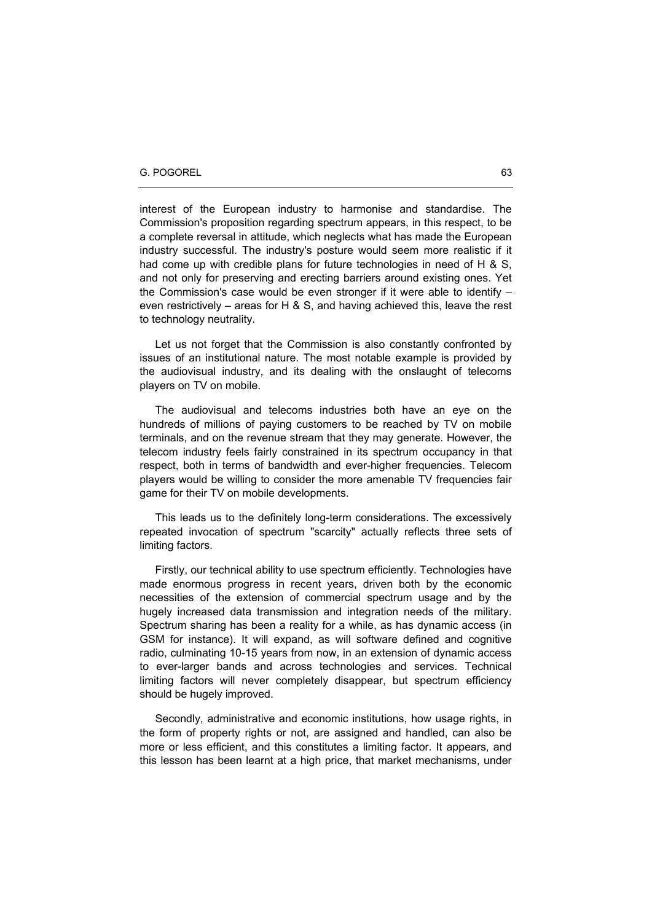interest of the European industry to harmonise and standardise. The Commission's proposition regarding spectrum appears, in this respect, to be a complete reversal in attitude, which neglects what has made the European industry successful. The industry's posture would seem more realistic if it had come up with credible plans for future technologies in need of H & S, and not only for preserving and erecting barriers around existing ones. Yet the Commission's case would be even stronger if it were able to identify – even restrictively – areas for H & S, and having achieved this, leave the rest to technology neutrality.

Let us not forget that the Commission is also constantly confronted by issues of an institutional nature. The most notable example is provided by the audiovisual industry, and its dealing with the onslaught of telecoms players on TV on mobile.

The audiovisual and telecoms industries both have an eye on the hundreds of millions of paying customers to be reached by TV on mobile terminals, and on the revenue stream that they may generate. However, the telecom industry feels fairly constrained in its spectrum occupancy in that respect, both in terms of bandwidth and ever-higher frequencies. Telecom players would be willing to consider the more amenable TV frequencies fair game for their TV on mobile developments.

This leads us to the definitely long-term considerations. The excessively repeated invocation of spectrum "scarcity" actually reflects three sets of limiting factors.

Firstly, our technical ability to use spectrum efficiently. Technologies have made enormous progress in recent years, driven both by the economic necessities of the extension of commercial spectrum usage and by the hugely increased data transmission and integration needs of the military. Spectrum sharing has been a reality for a while, as has dynamic access (in GSM for instance). It will expand, as will software defined and cognitive radio, culminating 10-15 years from now, in an extension of dynamic access to ever-larger bands and across technologies and services. Technical limiting factors will never completely disappear, but spectrum efficiency should be hugely improved.

Secondly, administrative and economic institutions, how usage rights, in the form of property rights or not, are assigned and handled, can also be more or less efficient, and this constitutes a limiting factor. It appears, and this lesson has been learnt at a high price, that market mechanisms, under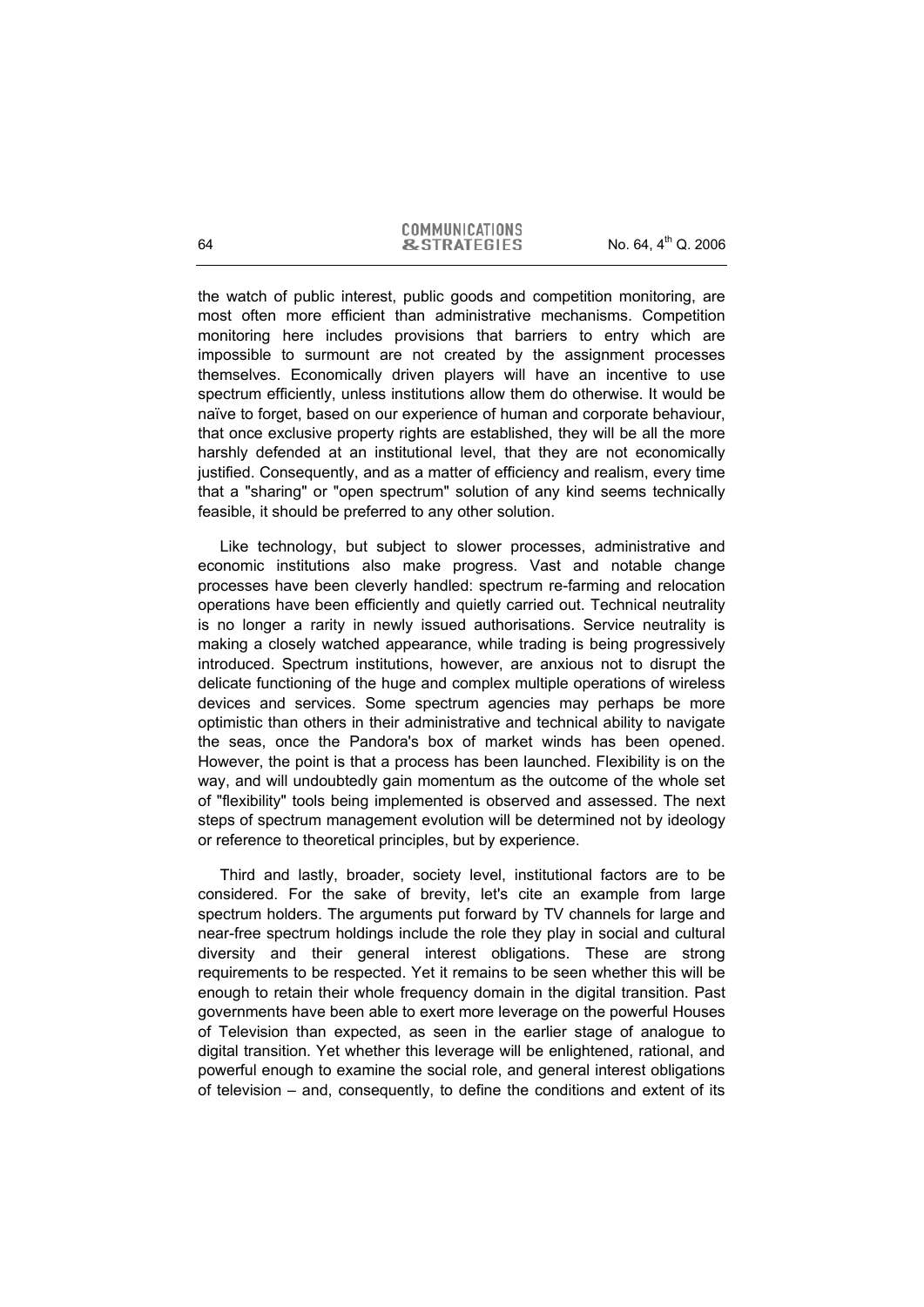the watch of public interest, public goods and competition monitoring, are most often more efficient than administrative mechanisms. Competition monitoring here includes provisions that barriers to entry which are impossible to surmount are not created by the assignment processes themselves. Economically driven players will have an incentive to use spectrum efficiently, unless institutions allow them do otherwise. It would be naïve to forget, based on our experience of human and corporate behaviour, that once exclusive property rights are established, they will be all the more harshly defended at an institutional level, that they are not economically justified. Consequently, and as a matter of efficiency and realism, every time that a "sharing" or "open spectrum" solution of any kind seems technically feasible, it should be preferred to any other solution.

Like technology, but subject to slower processes, administrative and economic institutions also make progress. Vast and notable change processes have been cleverly handled: spectrum re-farming and relocation operations have been efficiently and quietly carried out. Technical neutrality is no longer a rarity in newly issued authorisations. Service neutrality is making a closely watched appearance, while trading is being progressively introduced. Spectrum institutions, however, are anxious not to disrupt the delicate functioning of the huge and complex multiple operations of wireless devices and services. Some spectrum agencies may perhaps be more optimistic than others in their administrative and technical ability to navigate the seas, once the Pandora's box of market winds has been opened. However, the point is that a process has been launched. Flexibility is on the way, and will undoubtedly gain momentum as the outcome of the whole set of "flexibility" tools being implemented is observed and assessed. The next steps of spectrum management evolution will be determined not by ideology or reference to theoretical principles, but by experience.

Third and lastly, broader, society level, institutional factors are to be considered. For the sake of brevity, let's cite an example from large spectrum holders. The arguments put forward by TV channels for large and near-free spectrum holdings include the role they play in social and cultural diversity and their general interest obligations. These are strong requirements to be respected. Yet it remains to be seen whether this will be enough to retain their whole frequency domain in the digital transition. Past governments have been able to exert more leverage on the powerful Houses of Television than expected, as seen in the earlier stage of analogue to digital transition. Yet whether this leverage will be enlightened, rational, and powerful enough to examine the social role, and general interest obligations of television – and, consequently, to define the conditions and extent of its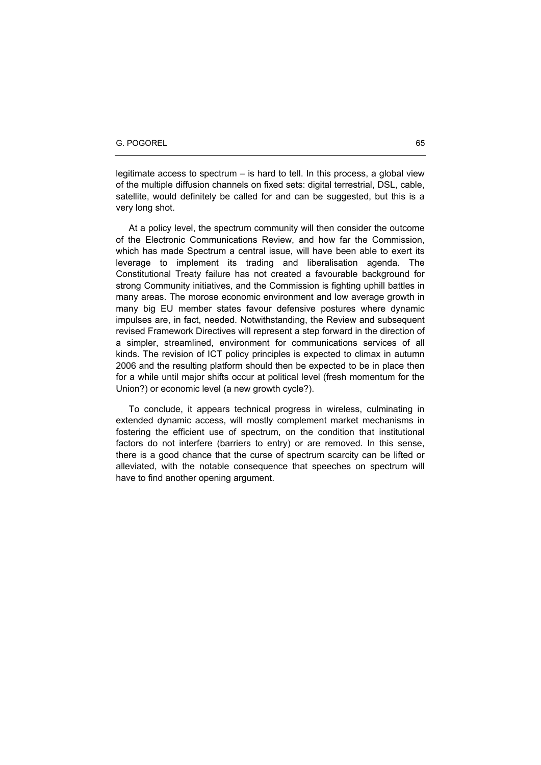legitimate access to spectrum – is hard to tell. In this process, a global view of the multiple diffusion channels on fixed sets: digital terrestrial, DSL, cable, satellite, would definitely be called for and can be suggested, but this is a very long shot.

At a policy level, the spectrum community will then consider the outcome of the Electronic Communications Review, and how far the Commission, which has made Spectrum a central issue, will have been able to exert its leverage to implement its trading and liberalisation agenda. The Constitutional Treaty failure has not created a favourable background for strong Community initiatives, and the Commission is fighting uphill battles in many areas. The morose economic environment and low average growth in many big EU member states favour defensive postures where dynamic impulses are, in fact, needed. Notwithstanding, the Review and subsequent revised Framework Directives will represent a step forward in the direction of a simpler, streamlined, environment for communications services of all kinds. The revision of ICT policy principles is expected to climax in autumn 2006 and the resulting platform should then be expected to be in place then for a while until major shifts occur at political level (fresh momentum for the Union?) or economic level (a new growth cycle?).

To conclude, it appears technical progress in wireless, culminating in extended dynamic access, will mostly complement market mechanisms in fostering the efficient use of spectrum, on the condition that institutional factors do not interfere (barriers to entry) or are removed. In this sense, there is a good chance that the curse of spectrum scarcity can be lifted or alleviated, with the notable consequence that speeches on spectrum will have to find another opening argument.